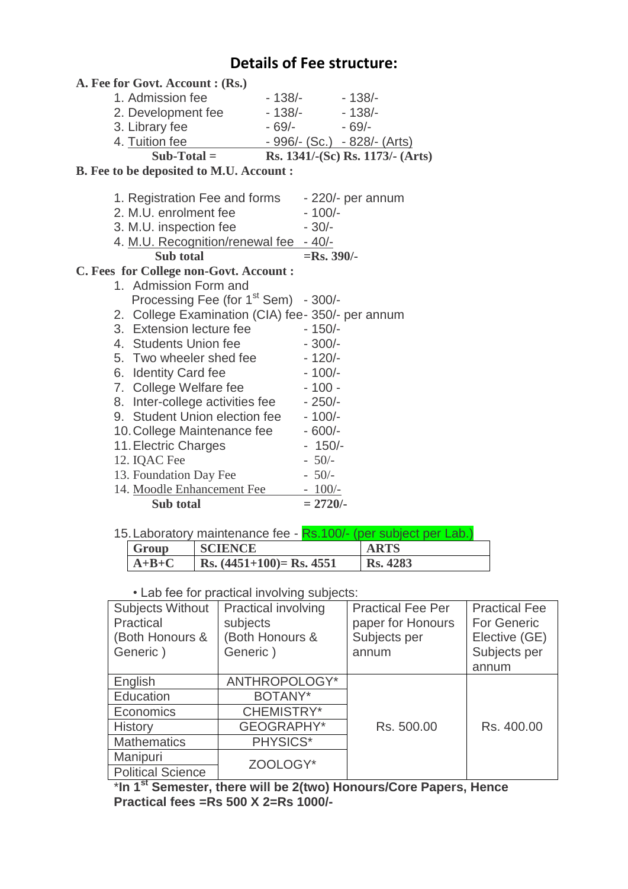# Details of Fee structure:

**A. Fee for Govt. Account : (Rs.)**

1. Admission fee - 138/- - 138/-
2. Development fee - 138/- - 138/-
3. Library fee - 69/- - 69/-
4. Tuition fee - 996/- (Sc.) - 828/- (Arts)

**Sub-Total = Rs. 1341/-(Sc) Rs. 1173/- (Arts)**

**B. Fee to be deposited to M.U. Account :**

1. Registration Fee and forms - 220/- per annum
2. M.U. enrolment fee - 100/-
3. M.U. inspection fee - 30/-
4. M.U. Recognition/renewal fee - 40/-

**Sub total =Rs. 390/-**

**C. Fees for College non-Govt. Account :**

1. Admission Form and Processing Fee (for 1st Sem) - 300/-
2. College Examination (CIA) fee- 350/- per annum
3. Extension lecture fee - 150/-
4. Students Union fee - 300/-
5. Two wheeler shed fee - 120/-
6. Identity Card fee - 100/-
7. College Welfare fee - 100 -
8. Inter-college activities fee - 250/-
9. Student Union election fee - 100/-
10. College Maintenance fee - 600/-
11. Electric Charges - 150/-
12. IQAC Fee - 50/-
13. Foundation Day Fee - 50/-
14. Moodle Enhancement Fee - 100/-

**Sub total = 2720/-**

15. Laboratory maintenance fee - Rs.100/- (per subject per Lab.)

| Group | SCIENCE | ARTS |
|---|---|---|
| A+B+C | Rs. (4451+100)= Rs. 4551 | Rs. 4283 |

- Lab fee for practical involving subjects:

| Subjects Without Practical (Both Honours & Generic ) | Practical involving subjects (Both Honours & Generic ) | Practical Fee Per paper for Honours Subjects per annum | Practical Fee For Generic Elective (GE) Subjects per annum |
|---|---|---|---|
| English | ANTHROPOLOGY* | Rs. 500.00 | Rs. 400.00 |
| Education | BOTANY* | | |
| Economics | CHEMISTRY* | | |
| History | GEOGRAPHY* | | |
| Mathematics | PHYSICS* | | |
| Manipuri | ZOOLOGY* | | |
| Political Science | | | |

***In 1st Semester, there will be 2(two) Honours/Core Papers, Hence Practical fees =Rs 500 X 2=Rs 1000/-**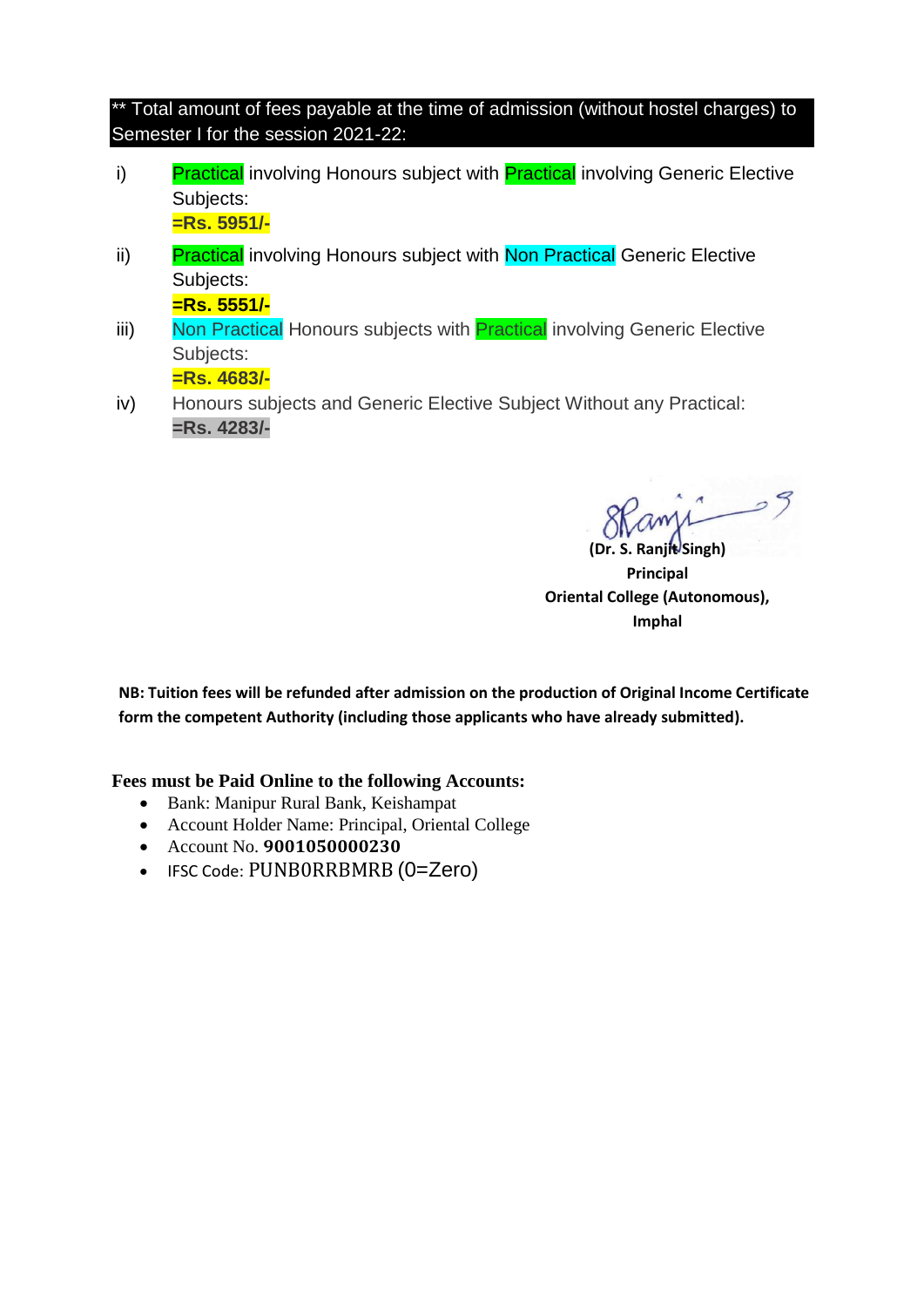\*\* Total amount of fees payable at the time of admission (without hostel charges) to Semester I for the session 2021-22:

i) Practical involving Honours subject with Practical involving Generic Elective Subjects:
**=Rs. 5951/-**

ii) Practical involving Honours subject with Non Practical Generic Elective Subjects:
**=Rs. 5551/-**

iii) Non Practical Honours subjects with Practical involving Generic Elective Subjects:
**=Rs. 4683/-**

iv) Honours subjects and Generic Elective Subject Without any Practical:
**=Rs. 4283/-**

**(Dr. S. Ranjit Singh)**
**Principal**
**Oriental College (Autonomous),**
**Imphal**

**NB: Tuition fees will be refunded after admission on the production of Original Income Certificate form the competent Authority (including those applicants who have already submitted).**

**Fees must be Paid Online to the following Accounts:**

- Bank: Manipur Rural Bank, Keishampat
- Account Holder Name: Principal, Oriental College
- Account No. **9001050000230**
- IFSC Code: PUNB0RRBMRB (0=Zero)